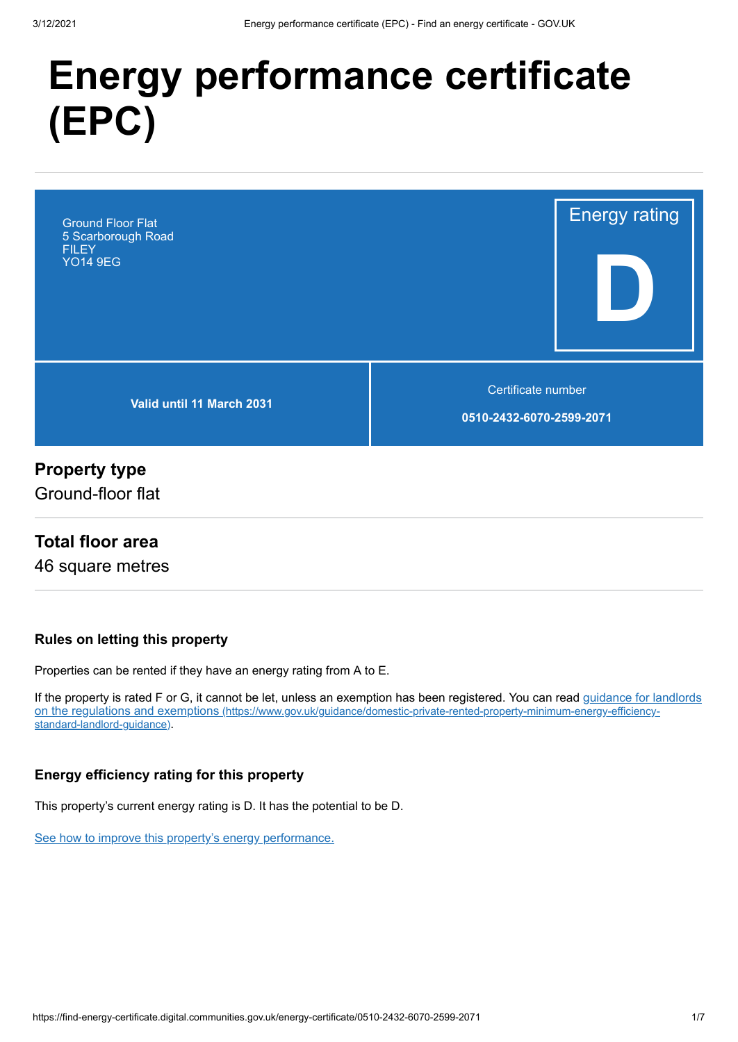# Energy performance certificate (EPC)

Ground Floor Flat
5 Scarborough Road
FILEY
YO14 9EG

Energy rating

**D**

**Valid until 11 March 2031**

Certificate number

**0510-2432-6070-2599-2071**

## Property type

Ground-floor flat

## Total floor area

46 square metres

### Rules on letting this property

Properties can be rented if they have an energy rating from A to E.

If the property is rated F or G, it cannot be let, unless an exemption has been registered. You can read [guidance for landlords on the regulations and exemptions (https://www.gov.uk/guidance/domestic-private-rented-property-minimum-energy-efficiency-standard-landlord-guidance)](https://www.gov.uk/guidance/domestic-private-rented-property-minimum-energy-efficiency-standard-landlord-guidance).

### Energy efficiency rating for this property

This property's current energy rating is D. It has the potential to be D.

See how to improve this property's energy performance.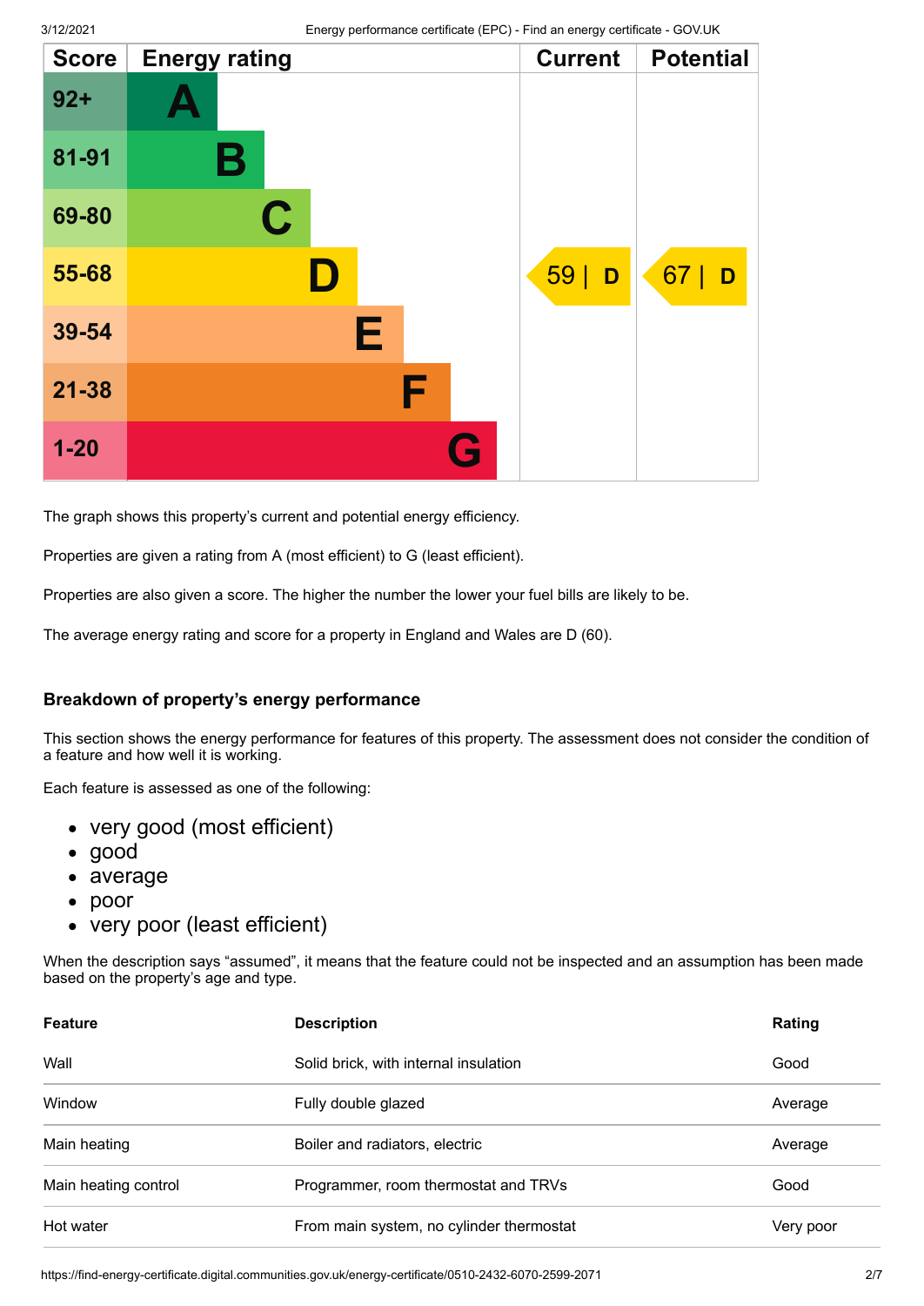| Score | Energy rating | Current | Potential |
|---|---|---|---|
| 92+ | A | | |
| 81-91 | B | | |
| 69-80 | C | | |
| 55-68 | D | 59 \| D | 67 \| D |
| 39-54 | E | | |
| 21-38 | F | | |
| 1-20 | G | | |

The graph shows this property's current and potential energy efficiency.

Properties are given a rating from A (most efficient) to G (least efficient).

Properties are also given a score. The higher the number the lower your fuel bills are likely to be.

The average energy rating and score for a property in England and Wales are D (60).

### Breakdown of property's energy performance

This section shows the energy performance for features of this property. The assessment does not consider the condition of a feature and how well it is working.

Each feature is assessed as one of the following:

- very good (most efficient)
- good
- average
- poor
- very poor (least efficient)

When the description says "assumed", it means that the feature could not be inspected and an assumption has been made based on the property's age and type.

| Feature | Description | Rating |
|---|---|---|
| Wall | Solid brick, with internal insulation | Good |
| Window | Fully double glazed | Average |
| Main heating | Boiler and radiators, electric | Average |
| Main heating control | Programmer, room thermostat and TRVs | Good |
| Hot water | From main system, no cylinder thermostat | Very poor |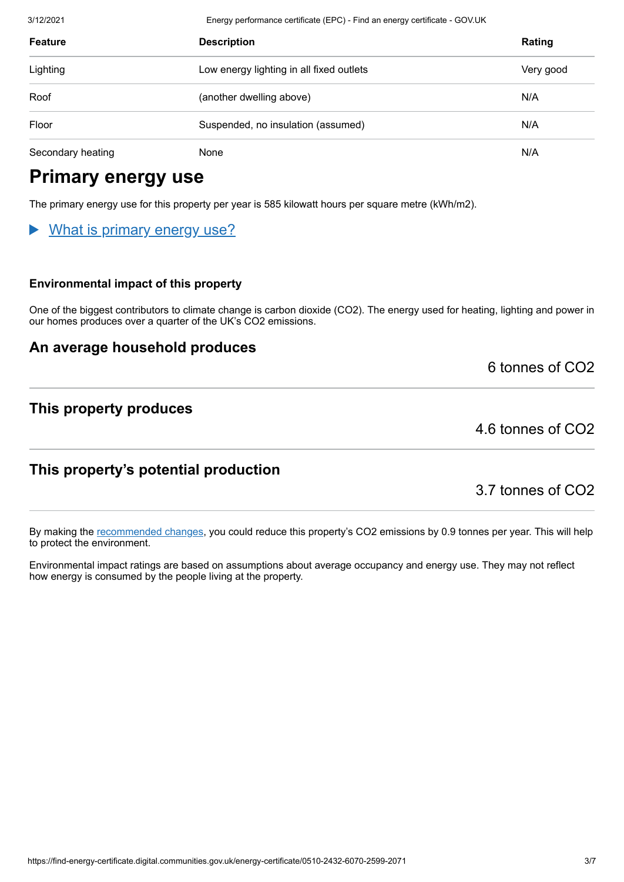| Feature | Description | Rating |
| --- | --- | --- |
| Lighting | Low energy lighting in all fixed outlets | Very good |
| Roof | (another dwelling above) | N/A |
| Floor | Suspended, no insulation (assumed) | N/A |
| Secondary heating | None | N/A |

# Primary energy use

The primary energy use for this property per year is 585 kilowatt hours per square metre (kWh/m2).

▶ What is primary energy use?

### Environmental impact of this property

One of the biggest contributors to climate change is carbon dioxide ($CO_2$). The energy used for heating, lighting and power in our homes produces over a quarter of the UK's $CO_2$ emissions.

## An average household produces

6 tonnes of $CO_2$

## This property produces

4.6 tonnes of $CO_2$

## This property's potential production

3.7 tonnes of $CO_2$

By making the recommended changes, you could reduce this property's $CO_2$ emissions by 0.9 tonnes per year. This will help to protect the environment.

Environmental impact ratings are based on assumptions about average occupancy and energy use. They may not reflect how energy is consumed by the people living at the property.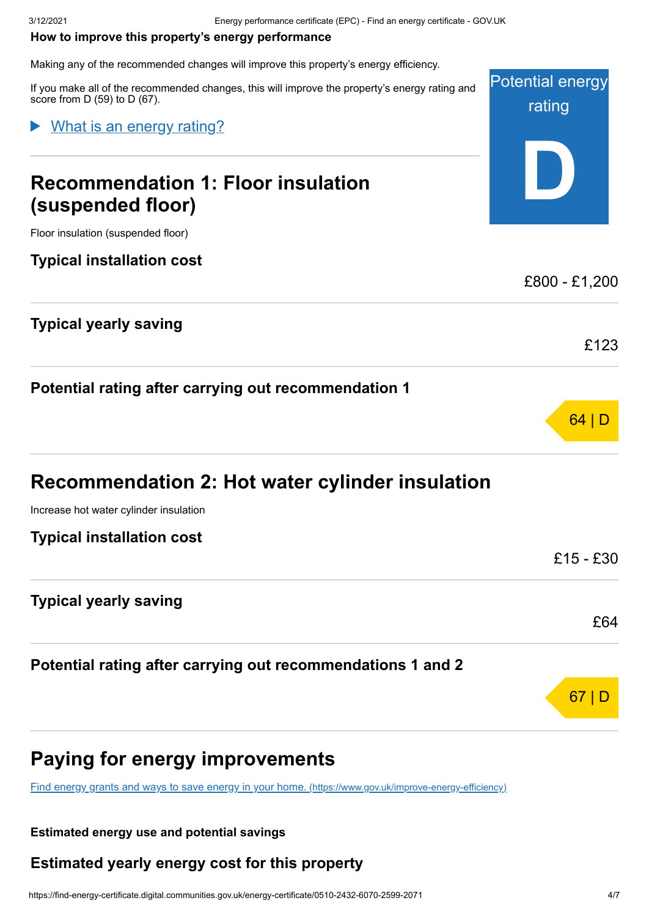**How to improve this property's energy performance**

Making any of the recommended changes will improve this property's energy efficiency.

If you make all of the recommended changes, this will improve the property's energy rating and score from D (59) to D (67).

Potential energy rating

D

▶ What is an energy rating?

## Recommendation 1: Floor insulation (suspended floor)

Floor insulation (suspended floor)

### Typical installation cost

£800 - £1,200

### Typical yearly saving

£123

### Potential rating after carrying out recommendation 1

64 | D

## Recommendation 2: Hot water cylinder insulation

Increase hot water cylinder insulation

### Typical installation cost

£15 - £30

### Typical yearly saving

£64

### Potential rating after carrying out recommendations 1 and 2

67 | D

## Paying for energy improvements

Find energy grants and ways to save energy in your home. (https://www.gov.uk/improve-energy-efficiency)

**Estimated energy use and potential savings**

### Estimated yearly energy cost for this property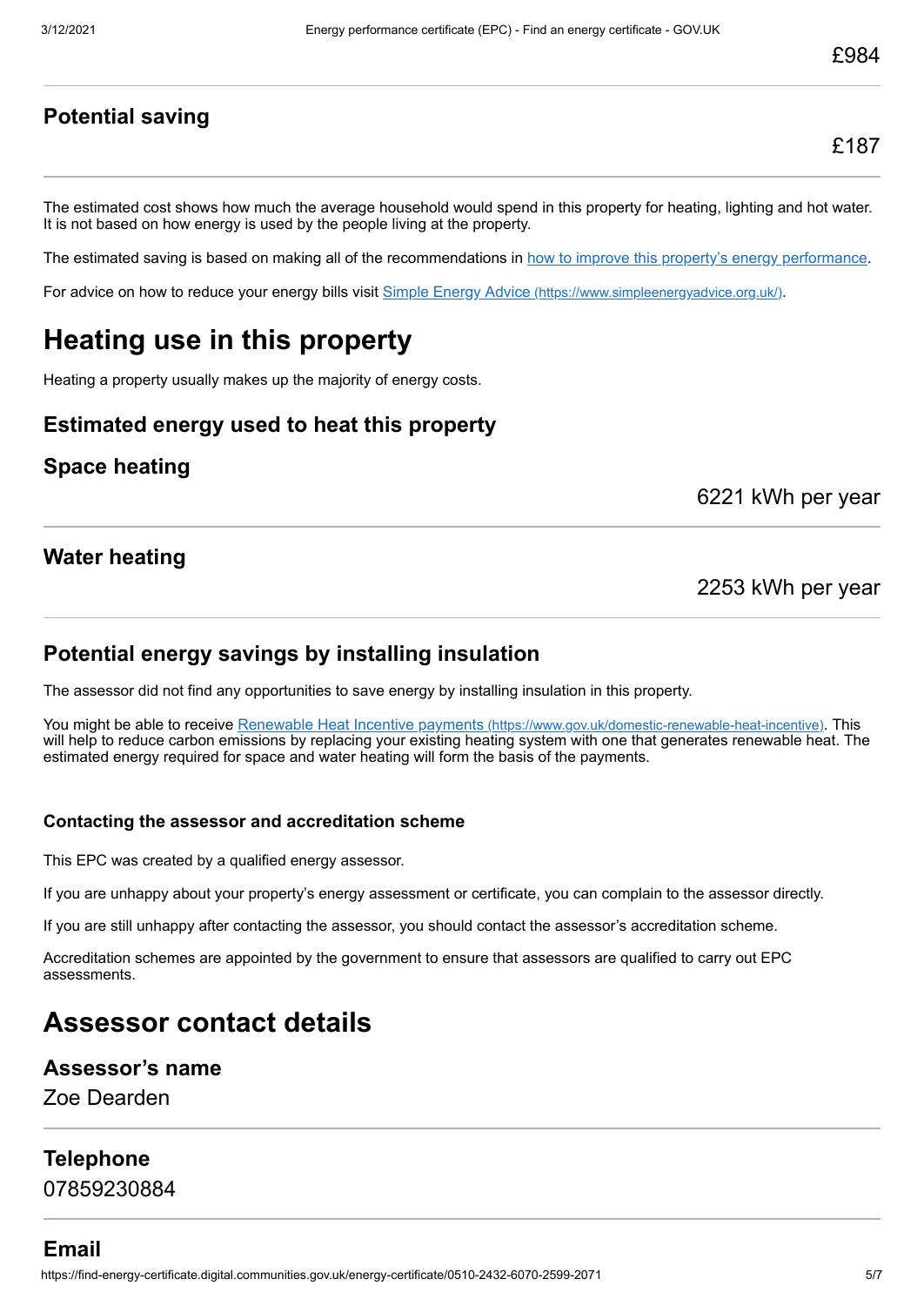£984

### Potential saving

£187

The estimated cost shows how much the average household would spend in this property for heating, lighting and hot water. It is not based on how energy is used by the people living at the property.

The estimated saving is based on making all of the recommendations in [how to improve this property's energy performance](#).

For advice on how to reduce your energy bills visit [Simple Energy Advice (https://www.simpleenergyadvice.org.uk/)](https://www.simpleenergyadvice.org.uk/).

# Heating use in this property

Heating a property usually makes up the majority of energy costs.

### Estimated energy used to heat this property

### Space heating

6221 kWh per year

### Water heating

2253 kWh per year

### Potential energy savings by installing insulation

The assessor did not find any opportunities to save energy by installing insulation in this property.

You might be able to receive [Renewable Heat Incentive payments (https://www.gov.uk/domestic-renewable-heat-incentive)](https://www.gov.uk/domestic-renewable-heat-incentive). This will help to reduce carbon emissions by replacing your existing heating system with one that generates renewable heat. The estimated energy required for space and water heating will form the basis of the payments.

#### Contacting the assessor and accreditation scheme

This EPC was created by a qualified energy assessor.

If you are unhappy about your property's energy assessment or certificate, you can complain to the assessor directly.

If you are still unhappy after contacting the assessor, you should contact the assessor's accreditation scheme.

Accreditation schemes are appointed by the government to ensure that assessors are qualified to carry out EPC assessments.

# Assessor contact details

### Assessor's name

Zoe Dearden

### Telephone

07859230884

### Email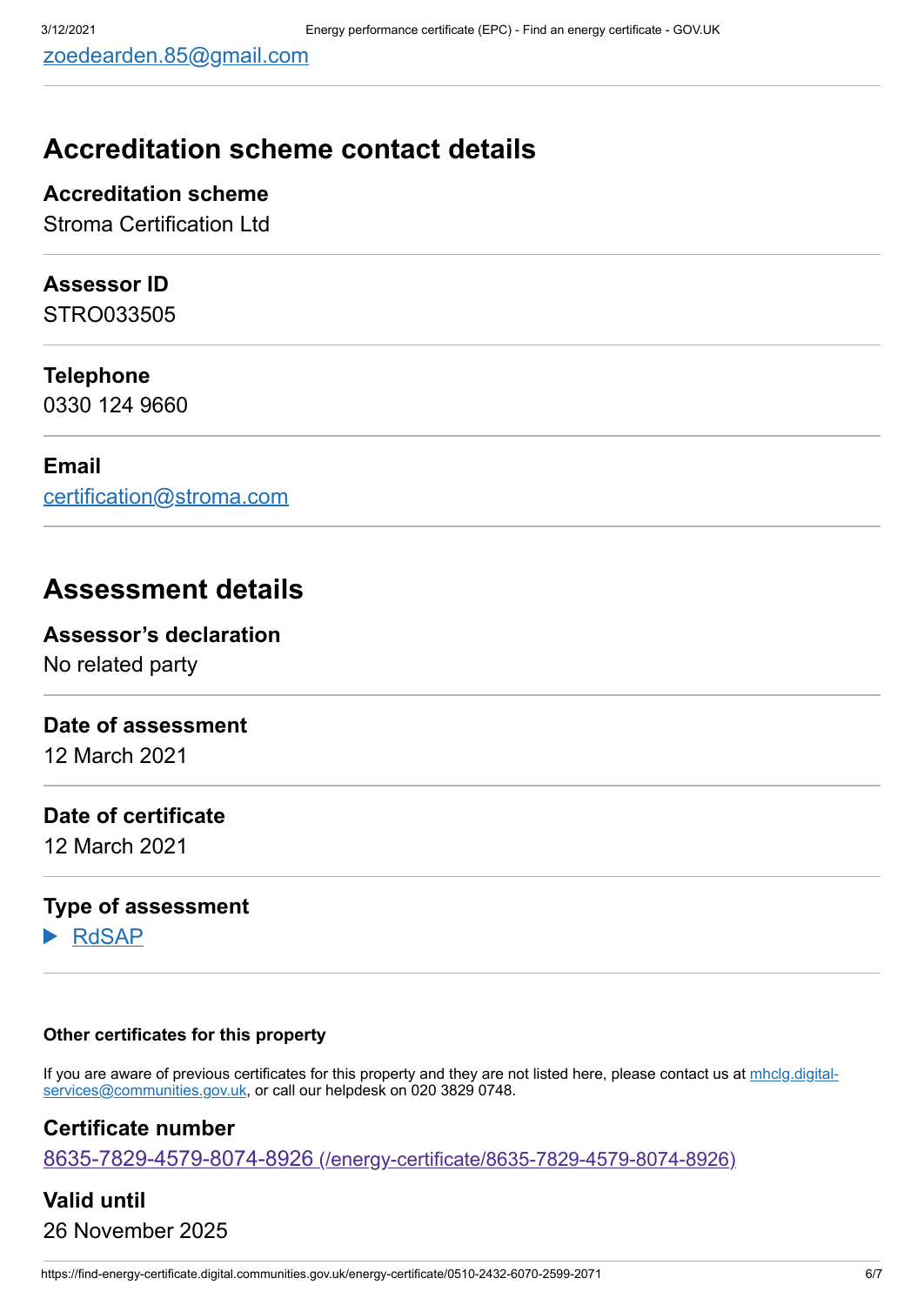zoedearden.85@gmail.com

## Accreditation scheme contact details

**Accreditation scheme**

Stroma Certification Ltd

**Assessor ID**

STRO033505

**Telephone**

0330 124 9660

**Email**

certification@stroma.com

## Assessment details

**Assessor's declaration**

No related party

**Date of assessment**

12 March 2021

**Date of certificate**

12 March 2021

**Type of assessment**

▶ RdSAP

**Other certificates for this property**

If you are aware of previous certificates for this property and they are not listed here, please contact us at mhclg.digital-services@communities.gov.uk, or call our helpdesk on 020 3829 0748.

**Certificate number**

8635-7829-4579-8074-8926 (/energy-certificate/8635-7829-4579-8074-8926)

**Valid until**

26 November 2025